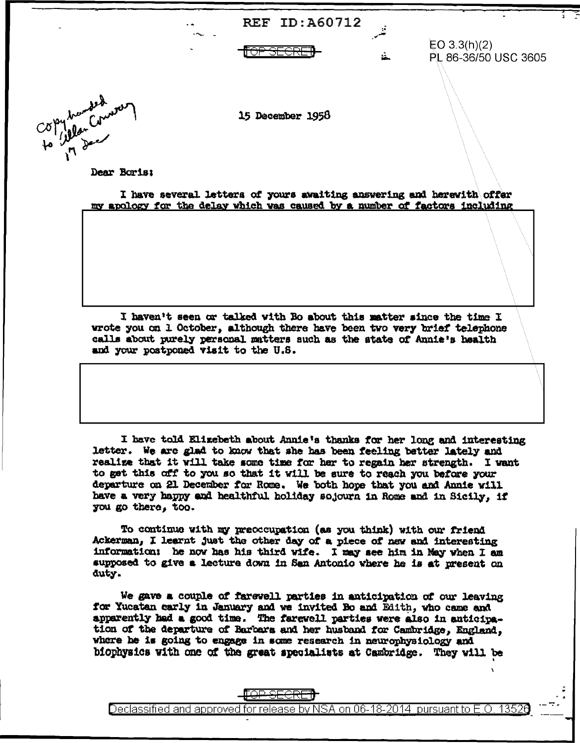REF ID:A60712

TOP SECRET

EO 3.3(h)(2)
PL 86-36/50 USC 3605

Copy handed to Allan Conway 17 Dec

15 December 1958

Dear Boris:

I have several letters of yours awaiting answering and herewith offer my apology for the delay which was caused by a number of factors including

I haven't seen or talked with Bo about this matter since the time I wrote you on 1 October, although there have been two very brief telephone calls about purely personal matters such as the state of Annie's health and your postponed visit to the U.S.

I have told Elizebeth about Annie's thanks for her long and interesting letter. We are glad to know that she has been feeling better lately and realize that it will take some time for her to regain her strength. I want to get this off to you so that it will be sure to reach you before your departure on 21 December for Rome. We both hope that you and Annie will have a very happy and healthful holiday sojourn in Rome and in Sicily, if you go there, too.

To continue with my preoccupation (as you think) with our friend Ackerman, I learnt just the other day of a piece of new and interesting information: he now has his third wife. I may see him in May when I am supposed to give a lecture down in San Antonio where he is at present on duty.

We gave a couple of farewell parties in anticipation of our leaving for Yucatan early in January and we invited Bo and Edith, who came and apparently had a good time. The farewell parties were also in anticipation of the departure of Barbara and her husband for Cambridge, England, where he is going to engage in some research in neurophysiology and biophysics with one of the great specialists at Cambridge. They will be

TOP SECRET

Declassified and approved for release by NSA on 06-18-2014 pursuant to E.O. 13526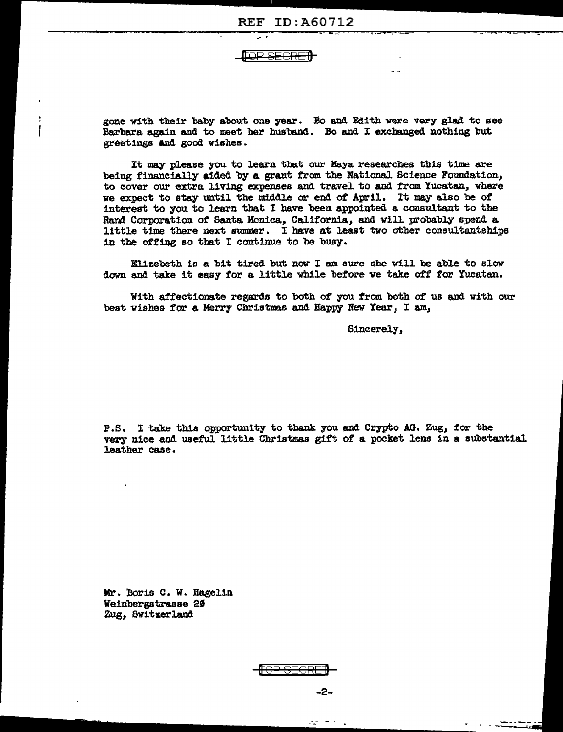TOP SECRET

gone with their baby about one year. Bo and Edith were very glad to see Barbara again and to meet her husband. Bo and I exchanged nothing but greetings and good wishes.

It may please you to learn that our Maya researches this time are being financially aided by a grant from the National Science Foundation, to cover our extra living expenses and travel to and from Yucatan, where we expect to stay until the middle or end of April. It may also be of interest to you to learn that I have been appointed a consultant to the Rand Corporation of Santa Monica, California, and will probably spend a little time there next summer. I have at least two other consultantships in the offing so that I continue to be busy.

Elizebeth is a bit tired but now I am sure she will be able to slow down and take it easy for a little while before we take off for Yucatan.

With affectionate regards to both of you from both of us and with our best wishes for a Merry Christmas and Happy New Year, I am,

Sincerely,

P.S. I take this opportunity to thank you and Crypto AG. Zug, for the very nice and useful little Christmas gift of a pocket lens in a substantial leather case.

Mr. Boris C. W. Hagelin
Weinbergstrasse 20
Zug, Switzerland

TOP SECRET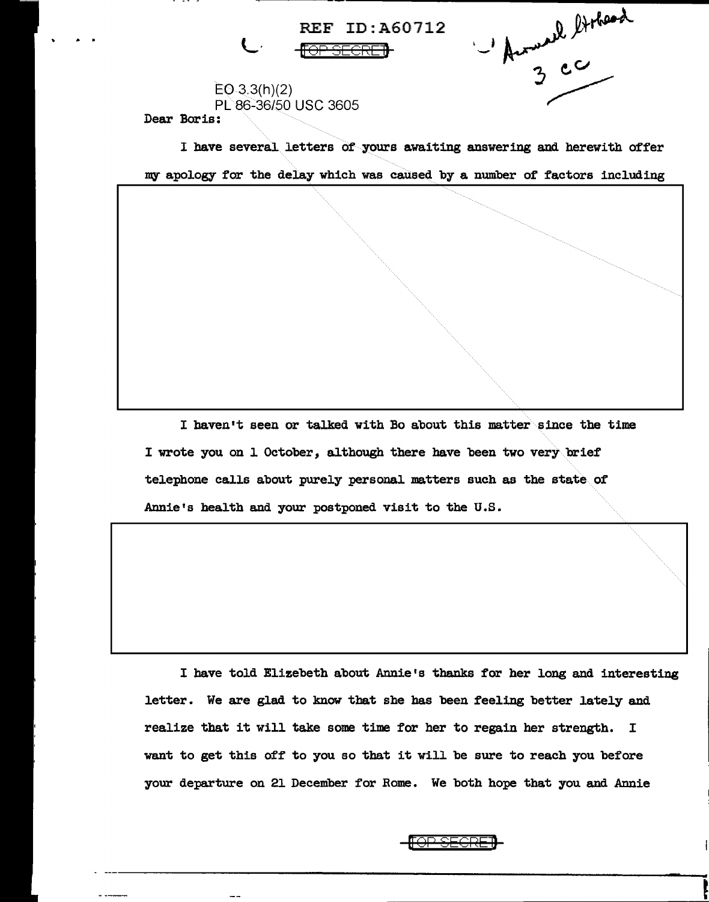REF ID:A60712

~~TOP SECRET~~

Answered Ltrhead 3 cc

EO 3.3(h)(2)
PL 86-36/50 USC 3605

Dear Boris:

I have several letters of yours awaiting answering and herewith offer my apology for the delay which was caused by a number of factors including

I haven't seen or talked with Bo about this matter since the time I wrote you on 1 October, although there have been two very brief telephone calls about purely personal matters such as the state of Annie's health and your postponed visit to the U.S.

I have told Elizebeth about Annie's thanks for her long and interesting letter. We are glad to know that she has been feeling better lately and realize that it will take some time for her to regain her strength. I want to get this off to you so that it will be sure to reach you before your departure on 21 December for Rome. We both hope that you and Annie

~~TOP SECRET~~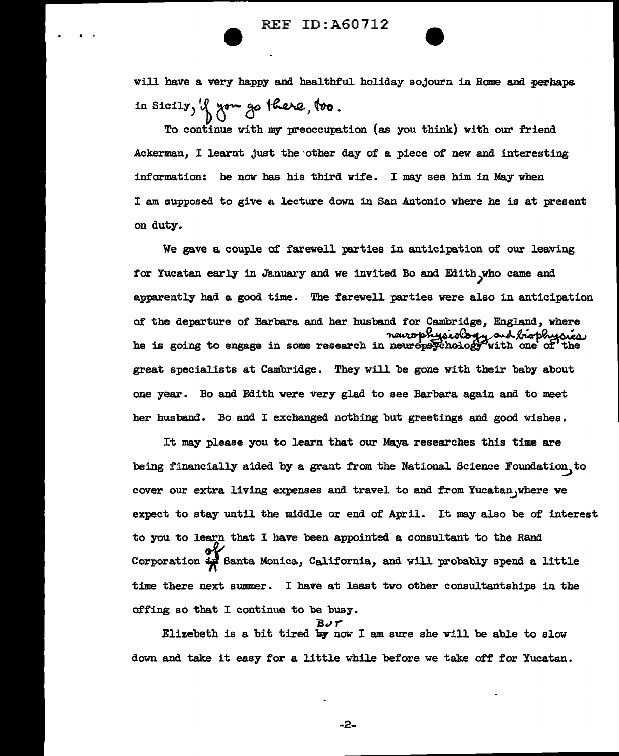will have a very happy and healthful holiday sojourn in Rome and perhaps in Sicily, if you go there, too.

To continue with my preoccupation (as you think) with our friend Ackerman, I learnt just the other day of a piece of new and interesting information: he now has his third wife. I may see him in May when I am supposed to give a lecture down in San Antonio where he is at present on duty.

We gave a couple of farewell parties in anticipation of our leaving for Yucatan early in January and we invited Bo and Edith, who came and apparently had a good time. The farewell parties were also in anticipation of the departure of Barbara and her husband for Cambridge, England, where he is going to engage in some research in neurophysiology and biophysics with one of the great specialists at Cambridge. They will be gone with their baby about one year. Bo and Edith were very glad to see Barbara again and to meet her husband. Bo and I exchanged nothing but greetings and good wishes.

It may please you to learn that our Maya researches this time are being financially aided by a grant from the National Science Foundation, to cover our extra living expenses and travel to and from Yucatan, where we expect to stay until the middle or end of April. It may also be of interest to you to learn that I have been appointed a consultant to the Rand Corporation of Santa Monica, California, and will probably spend a little time there next summer. I have at least two other consultantships in the offing so that I continue to be busy.

Elizebeth is a bit tired but now I am sure she will be able to slow down and take it easy for a little while before we take off for Yucatan.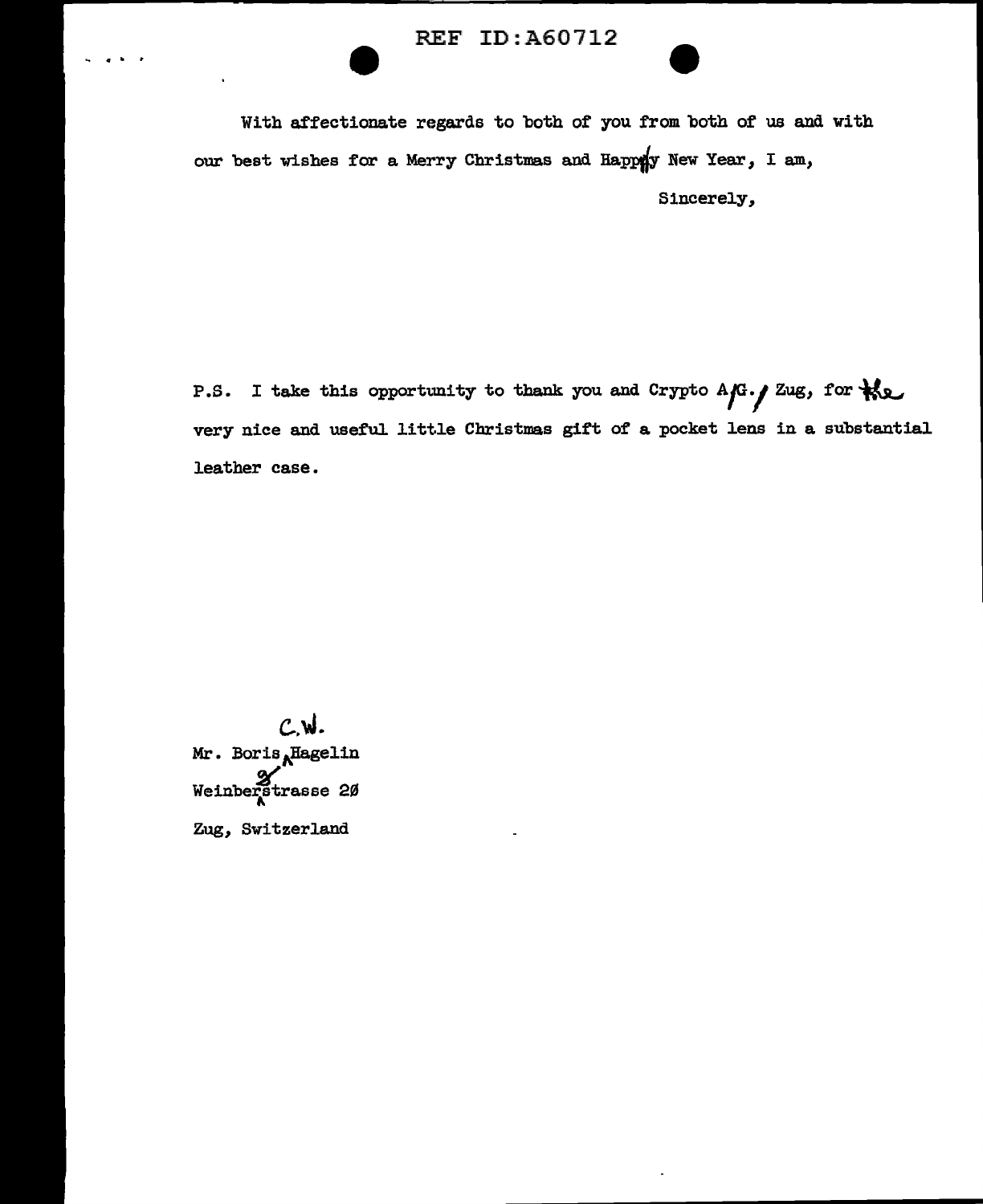With affectionate regards to both of you from both of us and with our best wishes for a Merry Christmas and Happy New Year, I am,

Sincerely,

P.S. I take this opportunity to thank you and Crypto A.G., Zug, for the very nice and useful little Christmas gift of a pocket lens in a substantial leather case.

C.W.

Mr. Boris C.W. Hagelin
Weinbergstrasse 20
Zug, Switzerland